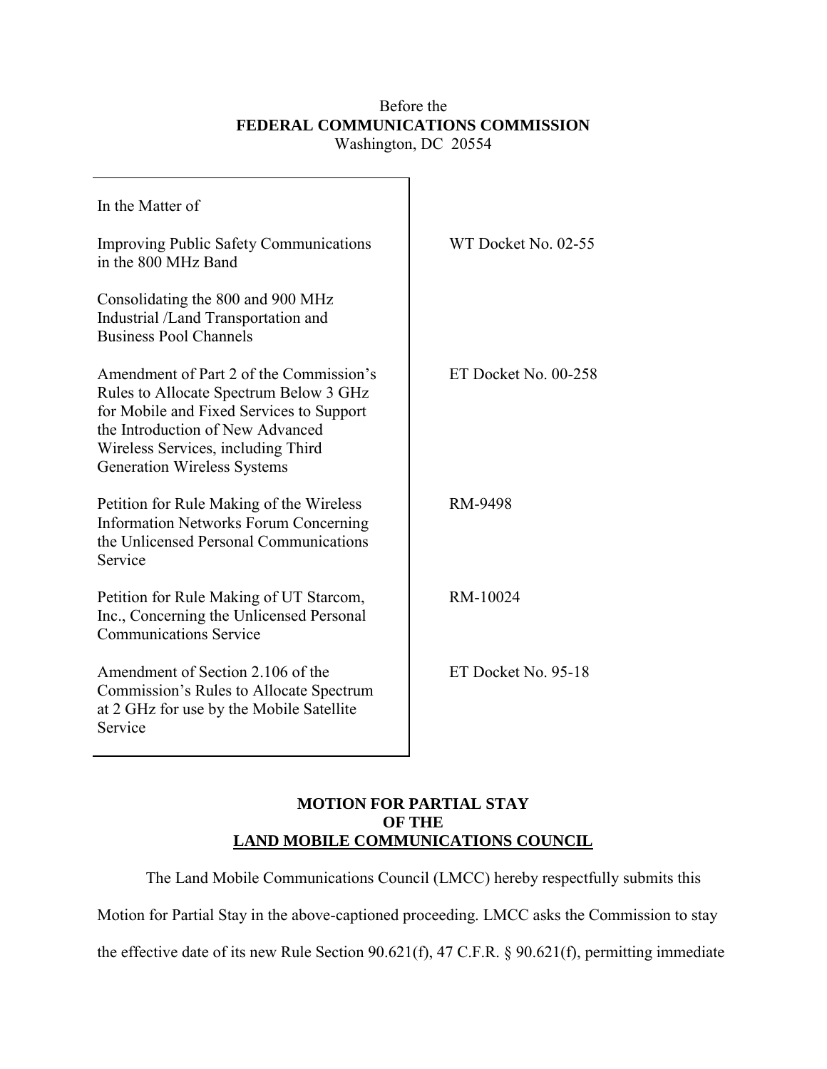Before the
**FEDERAL COMMUNICATIONS COMMISSION**
Washington, DC 20554

| In the Matter of | |
|---|---|
| Improving Public Safety Communications in the 800 MHz Band | WT Docket No. 02-55 |
| Consolidating the 800 and 900 MHz Industrial /Land Transportation and Business Pool Channels | |
| Amendment of Part 2 of the Commission's Rules to Allocate Spectrum Below 3 GHz for Mobile and Fixed Services to Support the Introduction of New Advanced Wireless Services, including Third Generation Wireless Systems | ET Docket No. 00-258 |
| Petition for Rule Making of the Wireless Information Networks Forum Concerning the Unlicensed Personal Communications Service | RM-9498 |
| Petition for Rule Making of UT Starcom, Inc., Concerning the Unlicensed Personal Communications Service | RM-10024 |
| Amendment of Section 2.106 of the Commission's Rules to Allocate Spectrum at 2 GHz for use by the Mobile Satellite Service | ET Docket No. 95-18 |

**MOTION FOR PARTIAL STAY**
**OF THE**
**LAND MOBILE COMMUNICATIONS COUNCIL**

The Land Mobile Communications Council (LMCC) hereby respectfully submits this Motion for Partial Stay in the above-captioned proceeding. LMCC asks the Commission to stay the effective date of its new Rule Section 90.621(f), 47 C.F.R. § 90.621(f), permitting immediate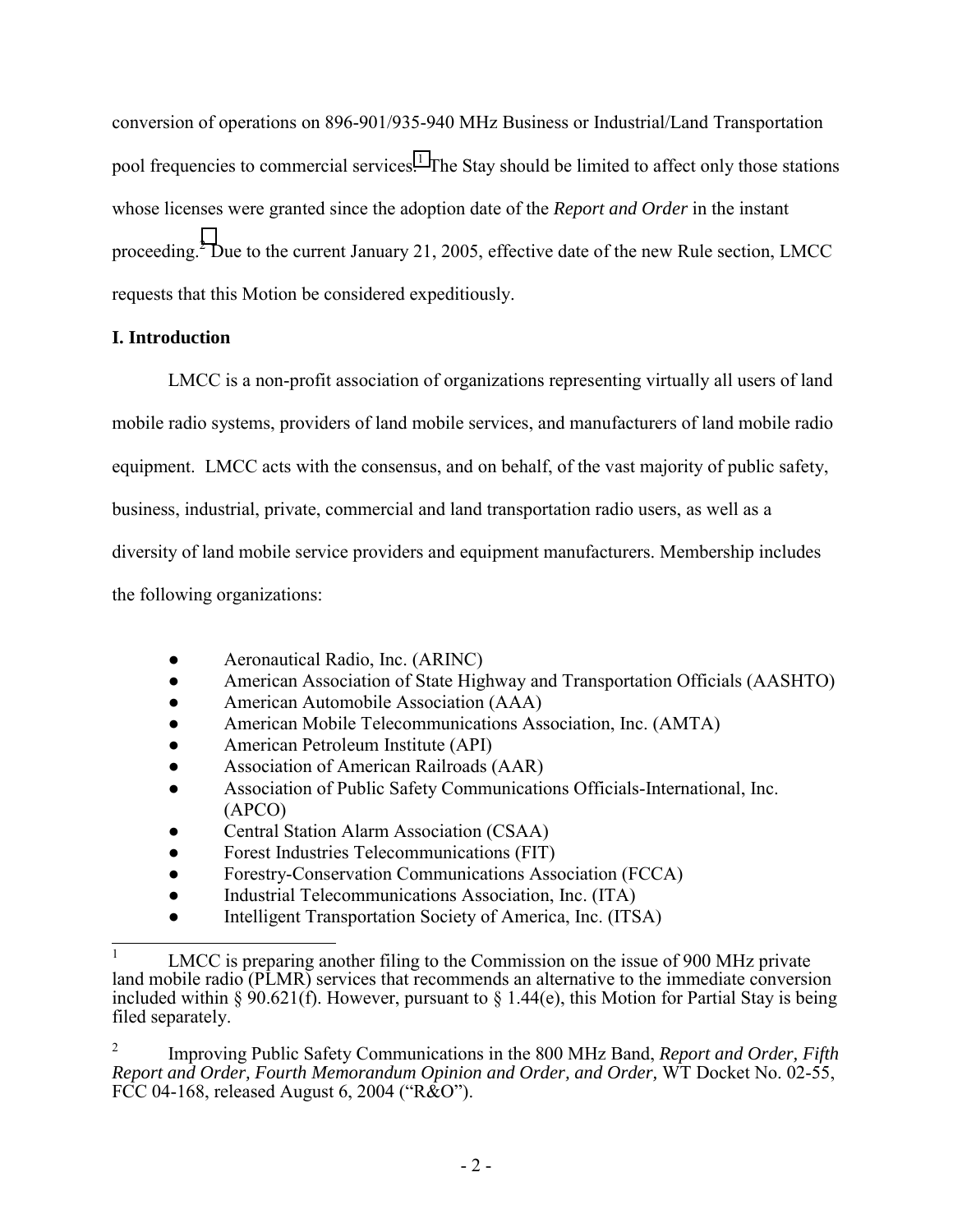conversion of operations on 896-901/935-940 MHz Business or Industrial/Land Transportation pool frequencies to commercial services.[1] The Stay should be limited to affect only those stations whose licenses were granted since the adoption date of the *Report and Order* in the instant proceeding.[2] Due to the current January 21, 2005, effective date of the new Rule section, LMCC requests that this Motion be considered expeditiously.

**I. Introduction**

LMCC is a non-profit association of organizations representing virtually all users of land mobile radio systems, providers of land mobile services, and manufacturers of land mobile radio equipment. LMCC acts with the consensus, and on behalf, of the vast majority of public safety, business, industrial, private, commercial and land transportation radio users, as well as a diversity of land mobile service providers and equipment manufacturers. Membership includes the following organizations:

- Aeronautical Radio, Inc. (ARINC)
- American Association of State Highway and Transportation Officials (AASHTO)
- American Automobile Association (AAA)
- American Mobile Telecommunications Association, Inc. (AMTA)
- American Petroleum Institute (API)
- Association of American Railroads (AAR)
- Association of Public Safety Communications Officials-International, Inc. (APCO)
- Central Station Alarm Association (CSAA)
- Forest Industries Telecommunications (FIT)
- Forestry-Conservation Communications Association (FCCA)
- Industrial Telecommunications Association, Inc. (ITA)
- Intelligent Transportation Society of America, Inc. (ITSA)

---

[1] LMCC is preparing another filing to the Commission on the issue of 900 MHz private land mobile radio (PLMR) services that recommends an alternative to the immediate conversion included within § 90.621(f). However, pursuant to § 1.44(e), this Motion for Partial Stay is being filed separately.

[2] Improving Public Safety Communications in the 800 MHz Band, *Report and Order, Fifth Report and Order, Fourth Memorandum Opinion and Order, and Order,* WT Docket No. 02-55, FCC 04-168, released August 6, 2004 ("R&O").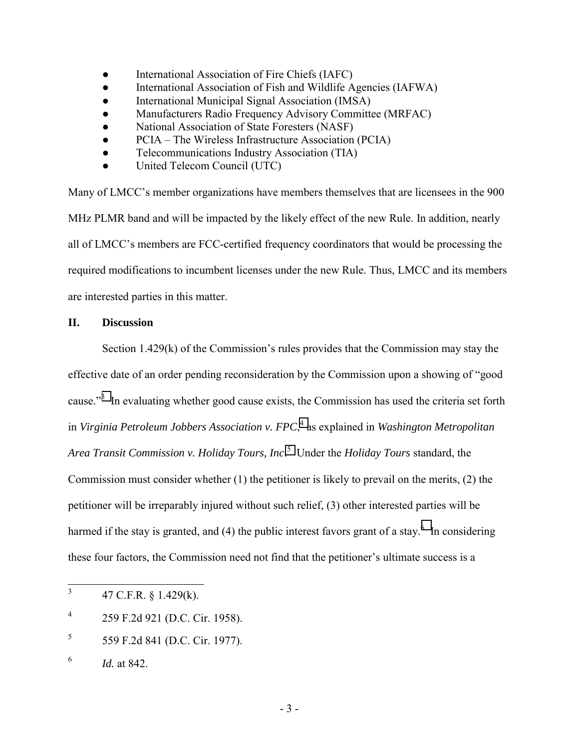- International Association of Fire Chiefs (IAFC)
- International Association of Fish and Wildlife Agencies (IAFWA)
- International Municipal Signal Association (IMSA)
- Manufacturers Radio Frequency Advisory Committee (MRFAC)
- National Association of State Foresters (NASF)
- PCIA – The Wireless Infrastructure Association (PCIA)
- Telecommunications Industry Association (TIA)
- United Telecom Council (UTC)

Many of LMCC's member organizations have members themselves that are licensees in the 900 MHz PLMR band and will be impacted by the likely effect of the new Rule. In addition, nearly all of LMCC's members are FCC-certified frequency coordinators that would be processing the required modifications to incumbent licenses under the new Rule. Thus, LMCC and its members are interested parties in this matter.

## II. Discussion

Section 1.429(k) of the Commission's rules provides that the Commission may stay the effective date of an order pending reconsideration by the Commission upon a showing of "good cause."[3] In evaluating whether good cause exists, the Commission has used the criteria set forth in *Virginia Petroleum Jobbers Association v. FPC*,[4] as explained in *Washington Metropolitan Area Transit Commission v. Holiday Tours, Inc*.[5] Under the *Holiday Tours* standard, the Commission must consider whether (1) the petitioner is likely to prevail on the merits, (2) the petitioner will be irreparably injured without such relief, (3) other interested parties will be harmed if the stay is granted, and (4) the public interest favors grant of a stay.[6] In considering these four factors, the Commission need not find that the petitioner's ultimate success is a

[3] 47 C.F.R. § 1.429(k).

[4] 259 F.2d 921 (D.C. Cir. 1958).

[5] 559 F.2d 841 (D.C. Cir. 1977).

[6] *Id.* at 842.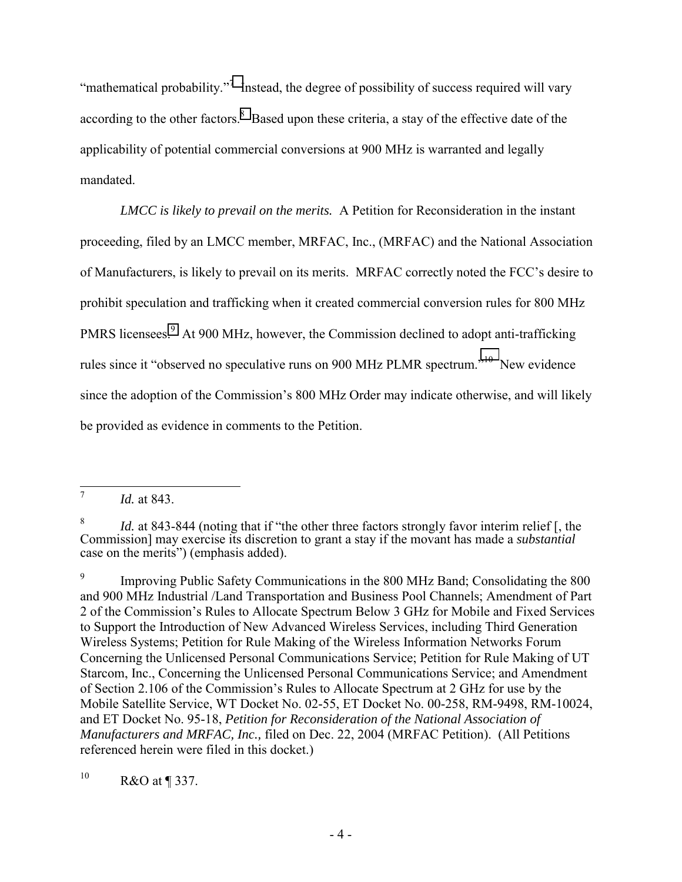"mathematical probability."[7] Instead, the degree of possibility of success required will vary according to the other factors.[8] Based upon these criteria, a stay of the effective date of the applicability of potential commercial conversions at 900 MHz is warranted and legally mandated.

*LMCC is likely to prevail on the merits.* A Petition for Reconsideration in the instant proceeding, filed by an LMCC member, MRFAC, Inc., (MRFAC) and the National Association of Manufacturers, is likely to prevail on its merits. MRFAC correctly noted the FCC's desire to prohibit speculation and trafficking when it created commercial conversion rules for 800 MHz PMRS licensees.[9] At 900 MHz, however, the Commission declined to adopt anti-trafficking rules since it "observed no speculative runs on 900 MHz PLMR spectrum."[10] New evidence since the adoption of the Commission's 800 MHz Order may indicate otherwise, and will likely be provided as evidence in comments to the Petition.

---

[7] *Id.* at 843.

[8] *Id.* at 843-844 (noting that if "the other three factors strongly favor interim relief [, the Commission] may exercise its discretion to grant a stay if the movant has made a *substantial* case on the merits") (emphasis added).

[9] Improving Public Safety Communications in the 800 MHz Band; Consolidating the 800 and 900 MHz Industrial /Land Transportation and Business Pool Channels; Amendment of Part 2 of the Commission's Rules to Allocate Spectrum Below 3 GHz for Mobile and Fixed Services to Support the Introduction of New Advanced Wireless Services, including Third Generation Wireless Systems; Petition for Rule Making of the Wireless Information Networks Forum Concerning the Unlicensed Personal Communications Service; Petition for Rule Making of UT Starcom, Inc., Concerning the Unlicensed Personal Communications Service; and Amendment of Section 2.106 of the Commission's Rules to Allocate Spectrum at 2 GHz for use by the Mobile Satellite Service, WT Docket No. 02-55, ET Docket No. 00-258, RM-9498, RM-10024, and ET Docket No. 95-18, *Petition for Reconsideration of the National Association of Manufacturers and MRFAC, Inc.,* filed on Dec. 22, 2004 (MRFAC Petition). (All Petitions referenced herein were filed in this docket.)

[10] R&O at ¶ 337.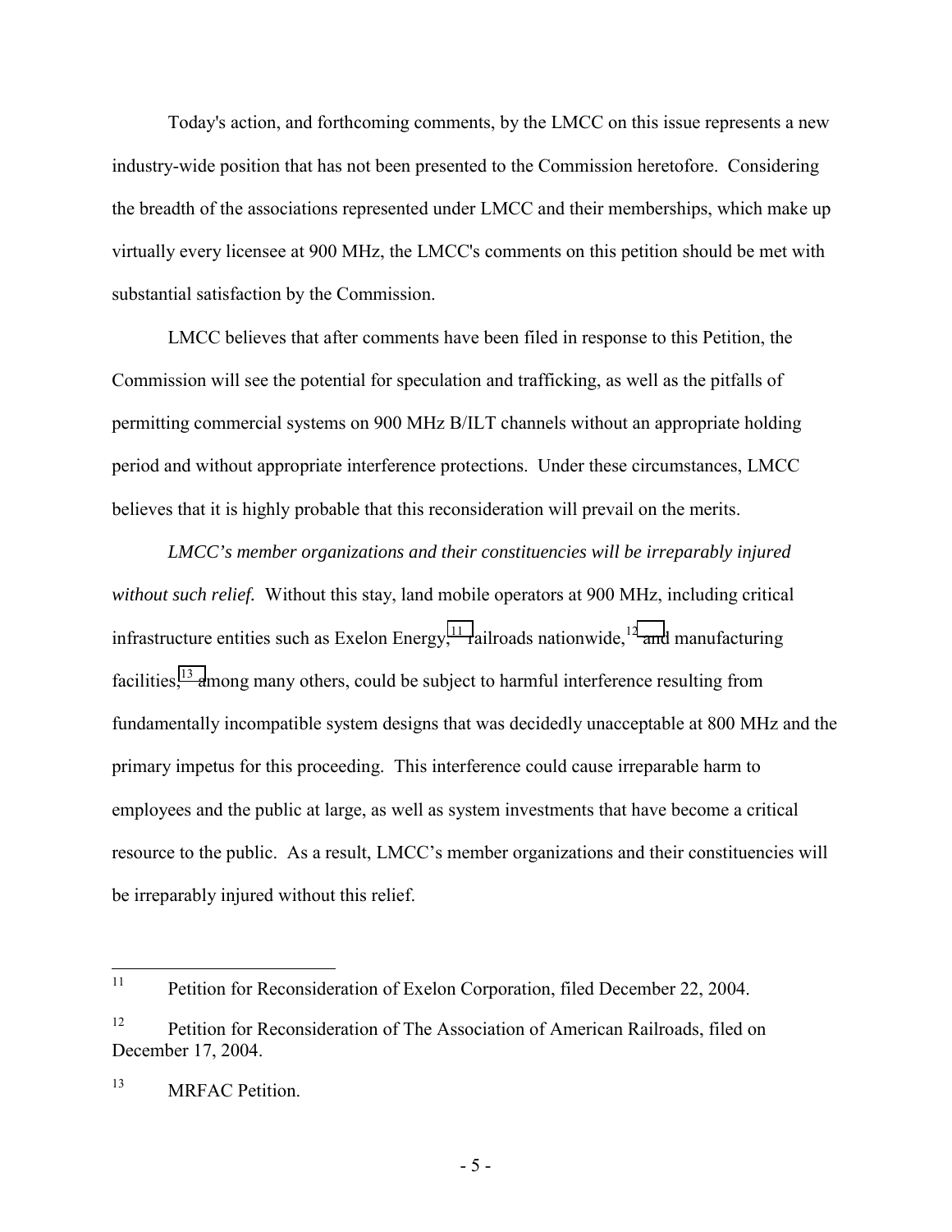Today's action, and forthcoming comments, by the LMCC on this issue represents a new industry-wide position that has not been presented to the Commission heretofore. Considering the breadth of the associations represented under LMCC and their memberships, which make up virtually every licensee at 900 MHz, the LMCC's comments on this petition should be met with substantial satisfaction by the Commission.

LMCC believes that after comments have been filed in response to this Petition, the Commission will see the potential for speculation and trafficking, as well as the pitfalls of permitting commercial systems on 900 MHz B/ILT channels without an appropriate holding period and without appropriate interference protections. Under these circumstances, LMCC believes that it is highly probable that this reconsideration will prevail on the merits.

*LMCC's member organizations and their constituencies will be irreparably injured without such relief.* Without this stay, land mobile operators at 900 MHz, including critical infrastructure entities such as Exelon Energy,[11] railroads nationwide,[12] and manufacturing facilities,[13] among many others, could be subject to harmful interference resulting from fundamentally incompatible system designs that was decidedly unacceptable at 800 MHz and the primary impetus for this proceeding. This interference could cause irreparable harm to employees and the public at large, as well as system investments that have become a critical resource to the public. As a result, LMCC's member organizations and their constituencies will be irreparably injured without this relief.

---

[11] Petition for Reconsideration of Exelon Corporation, filed December 22, 2004.

[12] Petition for Reconsideration of The Association of American Railroads, filed on December 17, 2004.

[13] MRFAC Petition.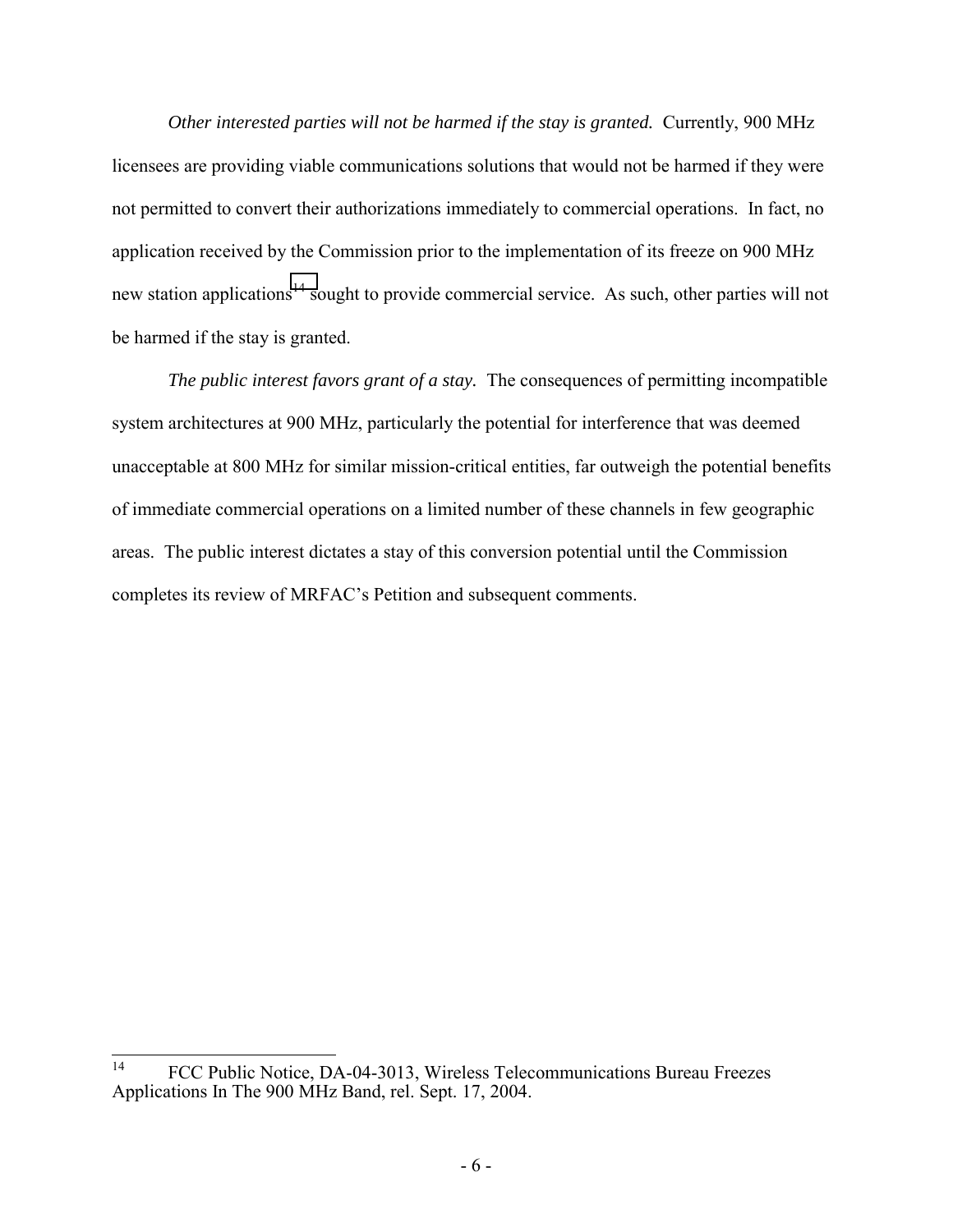*Other interested parties will not be harmed if the stay is granted.* Currently, 900 MHz licensees are providing viable communications solutions that would not be harmed if they were not permitted to convert their authorizations immediately to commercial operations. In fact, no application received by the Commission prior to the implementation of its freeze on 900 MHz new station applications[14] sought to provide commercial service. As such, other parties will not be harmed if the stay is granted.

*The public interest favors grant of a stay.* The consequences of permitting incompatible system architectures at 900 MHz, particularly the potential for interference that was deemed unacceptable at 800 MHz for similar mission-critical entities, far outweigh the potential benefits of immediate commercial operations on a limited number of these channels in few geographic areas. The public interest dictates a stay of this conversion potential until the Commission completes its review of MRFAC's Petition and subsequent comments.

---

[14] FCC Public Notice, DA-04-3013, Wireless Telecommunications Bureau Freezes Applications In The 900 MHz Band, rel. Sept. 17, 2004.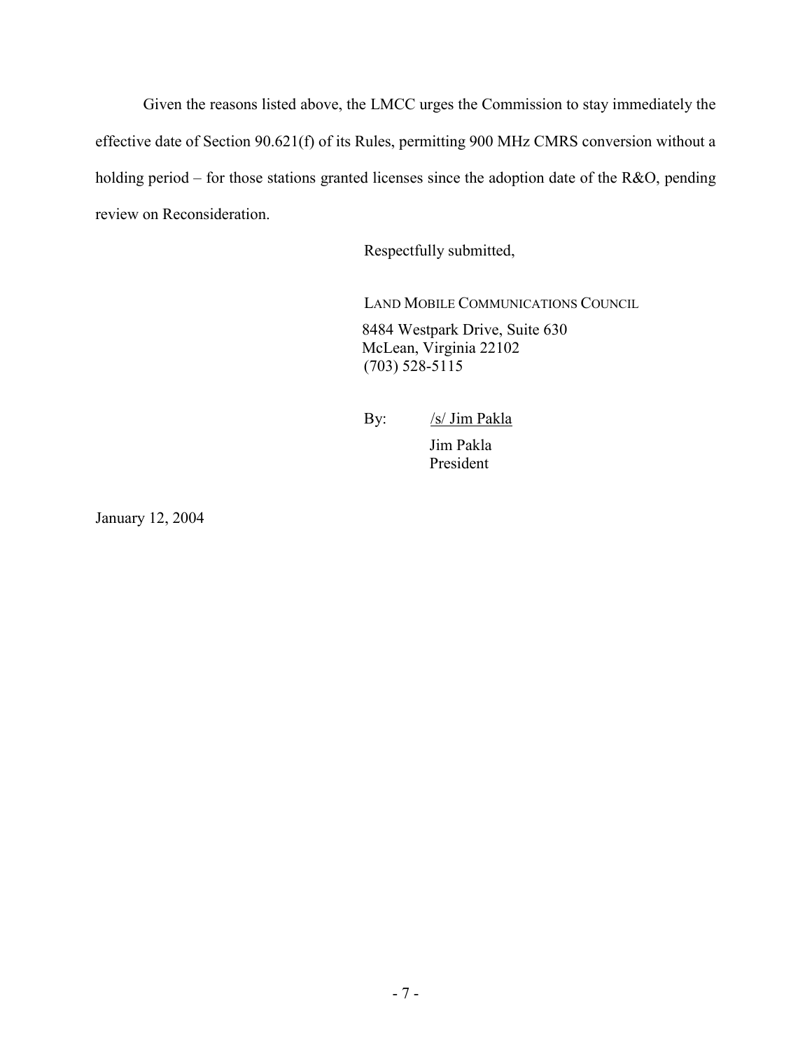Given the reasons listed above, the LMCC urges the Commission to stay immediately the effective date of Section 90.621(f) of its Rules, permitting 900 MHz CMRS conversion without a holding period – for those stations granted licenses since the adoption date of the R&O, pending review on Reconsideration.

Respectfully submitted,

LAND MOBILE COMMUNICATIONS COUNCIL
8484 Westpark Drive, Suite 630
McLean, Virginia 22102
(703) 528-5115

By: /s/ Jim Pakla

Jim Pakla
President

January 12, 2004